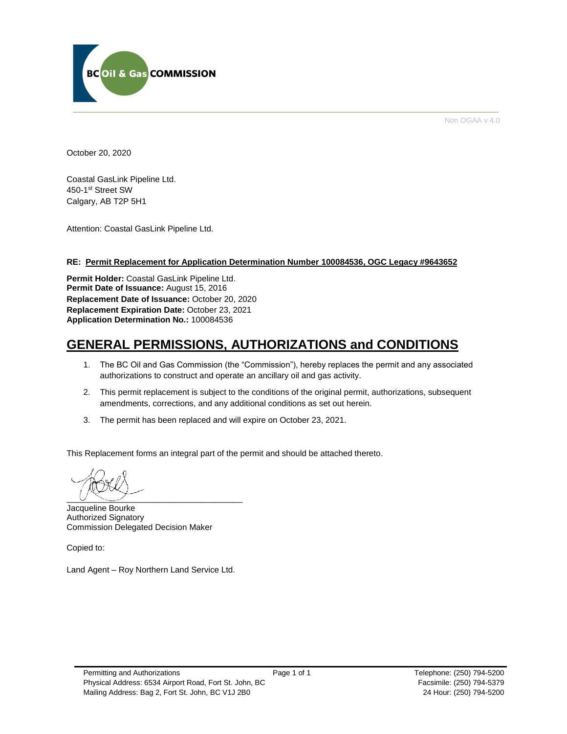BC Oil & Gas COMMISSION

Non OGAA v 4.0

October 20, 2020

Coastal GasLink Pipeline Ltd.
450-1st Street SW
Calgary, AB T2P 5H1

Attention: Coastal GasLink Pipeline Ltd.

**RE: Permit Replacement for Application Determination Number 100084536, OGC Legacy #9643652**

**Permit Holder:** Coastal GasLink Pipeline Ltd.
**Permit Date of Issuance:** August 15, 2016
**Replacement Date of Issuance:** October 20, 2020
**Replacement Expiration Date:** October 23, 2021
**Application Determination No.:** 100084536

# GENERAL PERMISSIONS, AUTHORIZATIONS and CONDITIONS

1. The BC Oil and Gas Commission (the "Commission"), hereby replaces the permit and any associated authorizations to construct and operate an ancillary oil and gas activity.
2. This permit replacement is subject to the conditions of the original permit, authorizations, subsequent amendments, corrections, and any additional conditions as set out herein.
3. The permit has been replaced and will expire on October 23, 2021.

This Replacement forms an integral part of the permit and should be attached thereto.

Jacqueline Bourke
Authorized Signatory
Commission Delegated Decision Maker

Copied to:

Land Agent – Roy Northern Land Service Ltd.

Permitting and Authorizations
Physical Address: 6534 Airport Road, Fort St. John, BC
Mailing Address: Bag 2, Fort St. John, BC V1J 2B0

Telephone: (250) 794-5200
Facsimile: (250) 794-5379
24 Hour: (250) 794-5200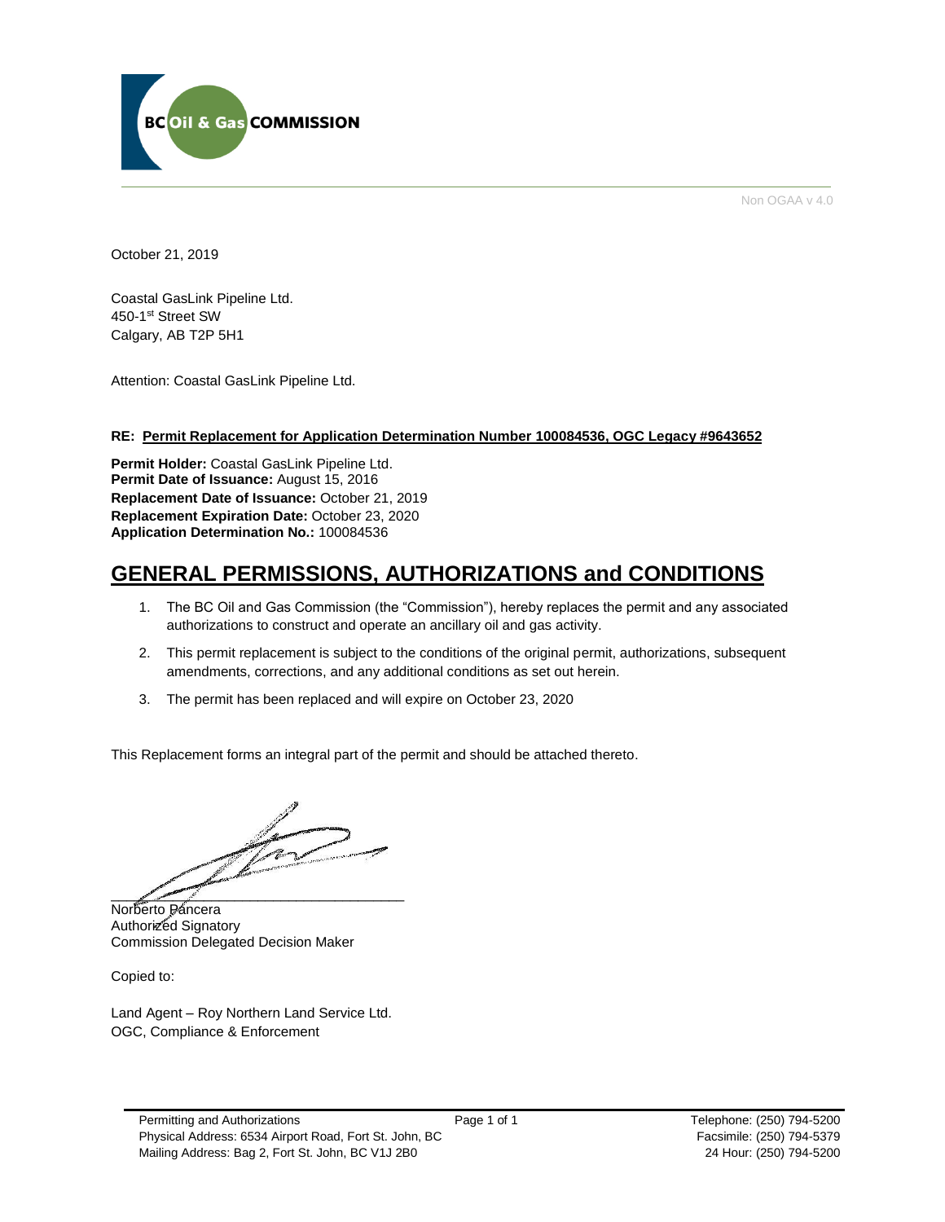Non OGAA v 4.0

October 21, 2019

Coastal GasLink Pipeline Ltd.
450-1st Street SW
Calgary, AB T2P 5H1

Attention: Coastal GasLink Pipeline Ltd.

**RE: Permit Replacement for Application Determination Number 100084536, OGC Legacy #9643652**

**Permit Holder:** Coastal GasLink Pipeline Ltd.
**Permit Date of Issuance:** August 15, 2016
**Replacement Date of Issuance:** October 21, 2019
**Replacement Expiration Date:** October 23, 2020
**Application Determination No.:** 100084536

# GENERAL PERMISSIONS, AUTHORIZATIONS and CONDITIONS

1. The BC Oil and Gas Commission (the "Commission"), hereby replaces the permit and any associated authorizations to construct and operate an ancillary oil and gas activity.
2. This permit replacement is subject to the conditions of the original permit, authorizations, subsequent amendments, corrections, and any additional conditions as set out herein.
3. The permit has been replaced and will expire on October 23, 2020

This Replacement forms an integral part of the permit and should be attached thereto.

Norberto Pancera
Authorized Signatory
Commission Delegated Decision Maker

Copied to:

Land Agent – Roy Northern Land Service Ltd.
OGC, Compliance & Enforcement

Permitting and Authorizations
Physical Address: 6534 Airport Road, Fort St. John, BC
Mailing Address: Bag 2, Fort St. John, BC V1J 2B0

Telephone: (250) 794-5200
Facsimile: (250) 794-5379
24 Hour: (250) 794-5200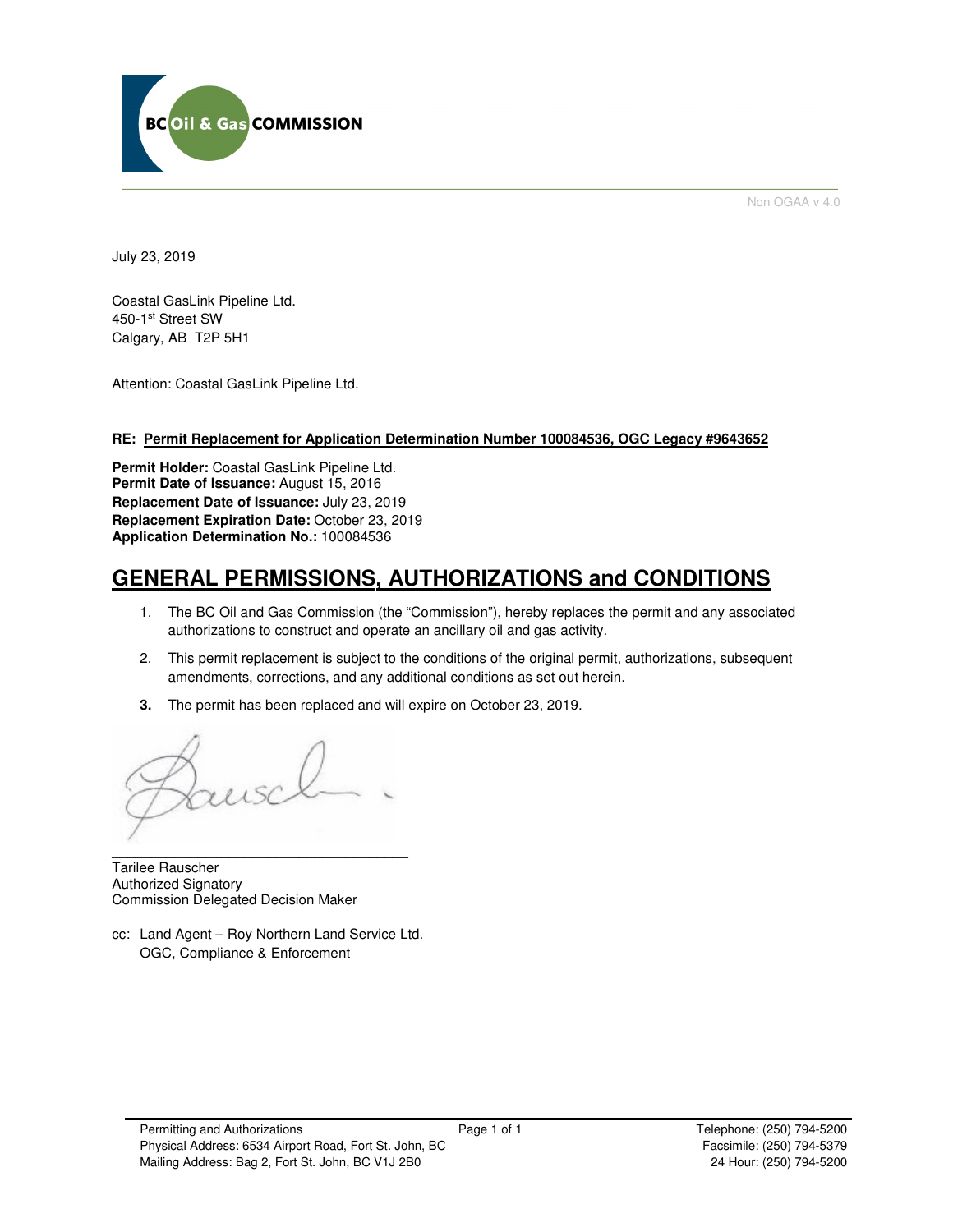Non OGAA v 4.0

July 23, 2019

Coastal GasLink Pipeline Ltd.
450-1st Street SW
Calgary, AB T2P 5H1

Attention: Coastal GasLink Pipeline Ltd.

**RE: Permit Replacement for Application Determination Number 100084536, OGC Legacy #9643652**

**Permit Holder:** Coastal GasLink Pipeline Ltd.
**Permit Date of Issuance:** August 15, 2016
**Replacement Date of Issuance:** July 23, 2019
**Replacement Expiration Date:** October 23, 2019
**Application Determination No.:** 100084536

# GENERAL PERMISSIONS, AUTHORIZATIONS and CONDITIONS

1. The BC Oil and Gas Commission (the "Commission"), hereby replaces the permit and any associated authorizations to construct and operate an ancillary oil and gas activity.
2. This permit replacement is subject to the conditions of the original permit, authorizations, subsequent amendments, corrections, and any additional conditions as set out herein.
3. The permit has been replaced and will expire on October 23, 2019.

Tarilee Rauscher
Authorized Signatory
Commission Delegated Decision Maker

cc: Land Agent – Roy Northern Land Service Ltd.
OGC, Compliance & Enforcement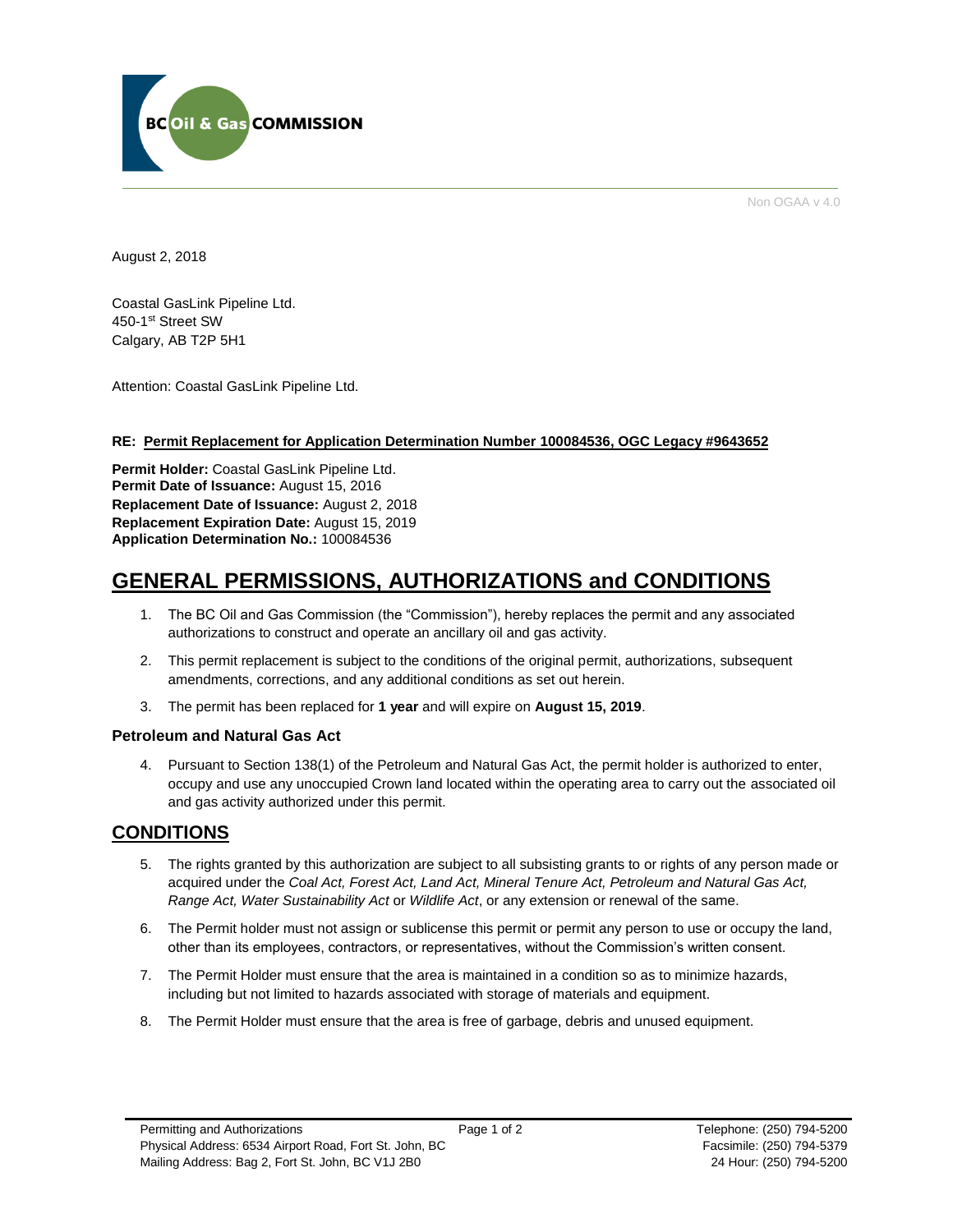Non OGAA v 4.0

August 2, 2018

Coastal GasLink Pipeline Ltd.
450-1st Street SW
Calgary, AB T2P 5H1

Attention: Coastal GasLink Pipeline Ltd.

**RE: Permit Replacement for Application Determination Number 100084536, OGC Legacy #9643652**

**Permit Holder:** Coastal GasLink Pipeline Ltd.
**Permit Date of Issuance:** August 15, 2016
**Replacement Date of Issuance:** August 2, 2018
**Replacement Expiration Date:** August 15, 2019
**Application Determination No.:** 100084536

# GENERAL PERMISSIONS, AUTHORIZATIONS and CONDITIONS

1. The BC Oil and Gas Commission (the "Commission"), hereby replaces the permit and any associated authorizations to construct and operate an ancillary oil and gas activity.
2. This permit replacement is subject to the conditions of the original permit, authorizations, subsequent amendments, corrections, and any additional conditions as set out herein.
3. The permit has been replaced for **1 year** and will expire on **August 15, 2019**.

### Petroleum and Natural Gas Act

4. Pursuant to Section 138(1) of the Petroleum and Natural Gas Act, the permit holder is authorized to enter, occupy and use any unoccupied Crown land located within the operating area to carry out the associated oil and gas activity authorized under this permit.

## CONDITIONS

5. The rights granted by this authorization are subject to all subsisting grants to or rights of any person made or acquired under the *Coal Act, Forest Act, Land Act, Mineral Tenure Act, Petroleum and Natural Gas Act, Range Act, Water Sustainability Act* or *Wildlife Act*, or any extension or renewal of the same.
6. The Permit holder must not assign or sublicense this permit or permit any person to use or occupy the land, other than its employees, contractors, or representatives, without the Commission's written consent.
7. The Permit Holder must ensure that the area is maintained in a condition so as to minimize hazards, including but not limited to hazards associated with storage of materials and equipment.
8. The Permit Holder must ensure that the area is free of garbage, debris and unused equipment.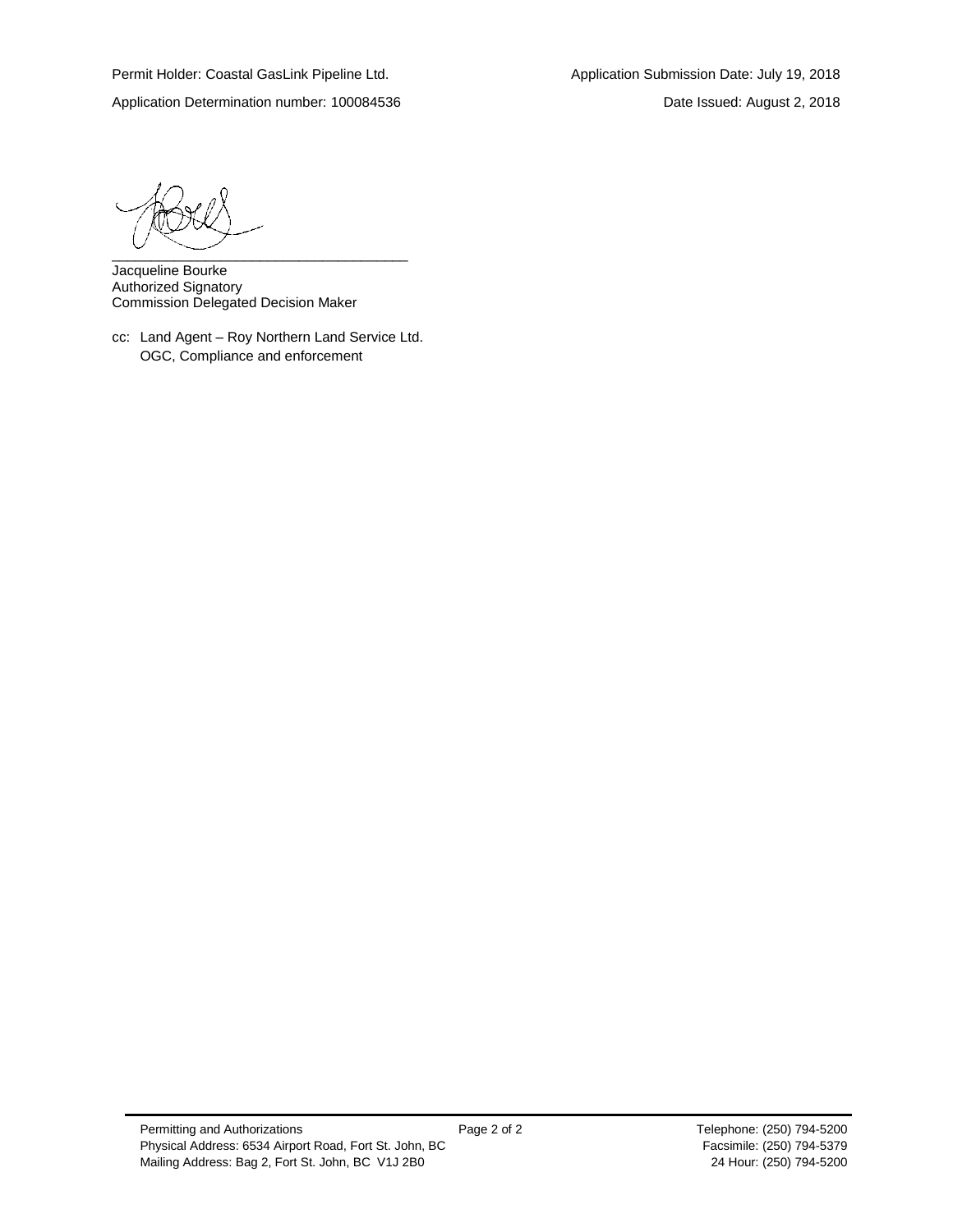Permit Holder: Coastal GasLink Pipeline Ltd.

Application Submission Date: July 19, 2018

Application Determination number: 100084536

Date Issued: August 2, 2018

_____________________________________

Jacqueline Bourke
Authorized Signatory
Commission Delegated Decision Maker

cc: Land Agent – Roy Northern Land Service Ltd.
OGC, Compliance and enforcement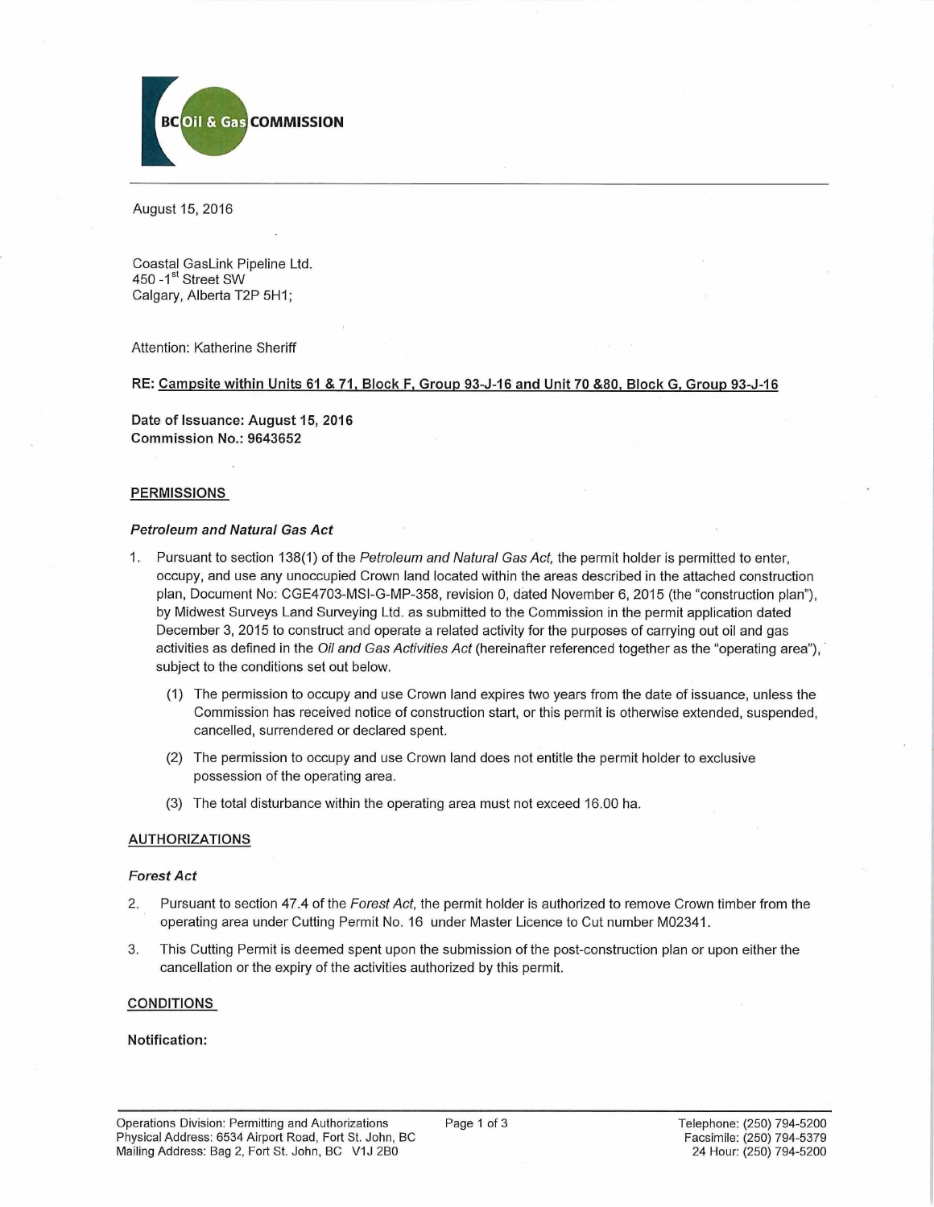BC Oil & Gas COMMISSION

August 15, 2016

Coastal GasLink Pipeline Ltd.
450 -1st Street SW
Calgary, Alberta T2P 5H1;

Attention: Katherine Sheriff

**RE: Campsite within Units 61 & 71, Block F, Group 93-J-16 and Unit 70 &80, Block G, Group 93-J-16**

**Date of Issuance: August 15, 2016**
**Commission No.: 9643652**

## PERMISSIONS

### *Petroleum and Natural Gas Act*

1. Pursuant to section 138(1) of the *Petroleum and Natural Gas Act,* the permit holder is permitted to enter, occupy, and use any unoccupied Crown land located within the areas described in the attached construction plan, Document No: CGE4703-MSI-G-MP-358, revision 0, dated November 6, 2015 (the "construction plan"), by Midwest Surveys Land Surveying Ltd. as submitted to the Commission in the permit application dated December 3, 2015 to construct and operate a related activity for the purposes of carrying out oil and gas activities as defined in the *Oil and Gas Activities Act* (hereinafter referenced together as the "operating area"), subject to the conditions set out below.
   (1) The permission to occupy and use Crown land expires two years from the date of issuance, unless the Commission has received notice of construction start, or this permit is otherwise extended, suspended, cancelled, surrendered or declared spent.
   (2) The permission to occupy and use Crown land does not entitle the permit holder to exclusive possession of the operating area.
   (3) The total disturbance within the operating area must not exceed 16.00 ha.

## AUTHORIZATIONS

### *Forest Act*

2. Pursuant to section 47.4 of the *Forest Act*, the permit holder is authorized to remove Crown timber from the operating area under Cutting Permit No. 16 under Master Licence to Cut number M02341.
3. This Cutting Permit is deemed spent upon the submission of the post-construction plan or upon either the cancellation or the expiry of the activities authorized by this permit.

## CONDITIONS

**Notification:**

Operations Division: Permitting and Authorizations
Physical Address: 6534 Airport Road, Fort St. John, BC
Mailing Address: Bag 2, Fort St. John, BC V1J 2B0

Telephone: (250) 794-5200
Facsimile: (250) 794-5379
24 Hour: (250) 794-5200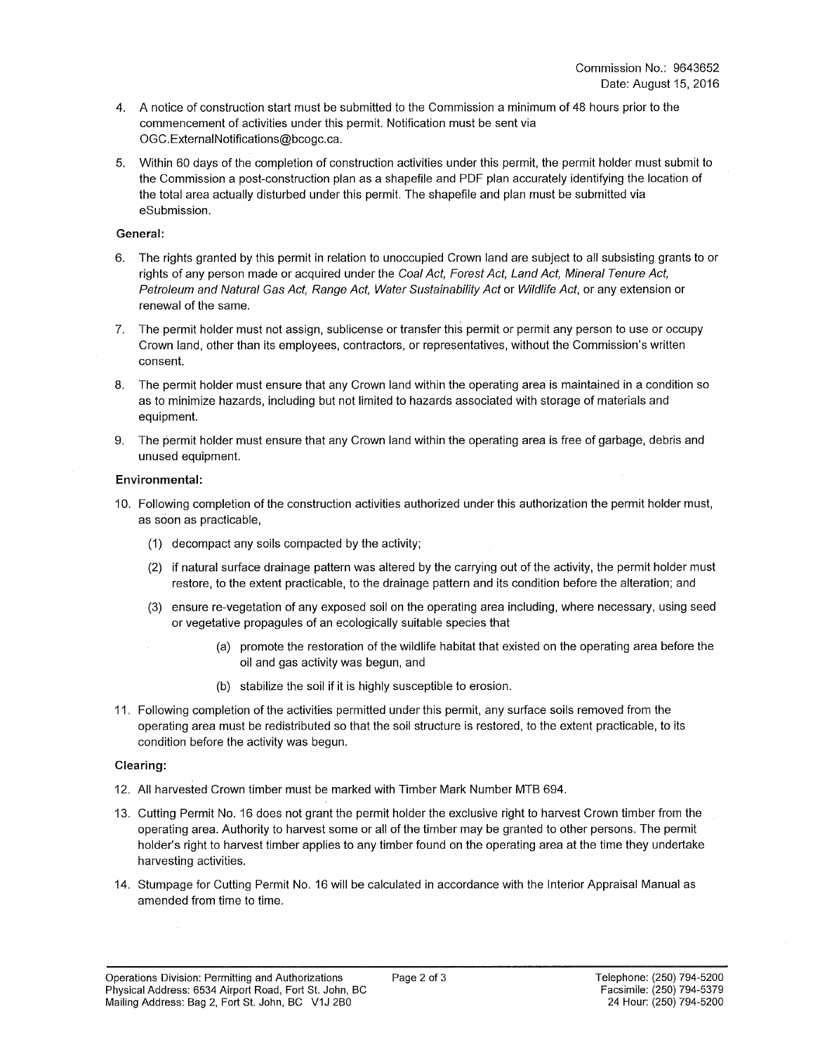Commission No.: 9643652
Date: August 15, 2016

4. A notice of construction start must be submitted to the Commission a minimum of 48 hours prior to the commencement of activities under this permit. Notification must be sent via OGC.ExternalNotifications@bcogc.ca.

5. Within 60 days of the completion of construction activities under this permit, the permit holder must submit to the Commission a post-construction plan as a shapefile and PDF plan accurately identifying the location of the total area actually disturbed under this permit. The shapefile and plan must be submitted via eSubmission.

**General:**

6. The rights granted by this permit in relation to unoccupied Crown land are subject to all subsisting grants to or rights of any person made or acquired under the *Coal Act, Forest Act, Land Act, Mineral Tenure Act, Petroleum and Natural Gas Act, Range Act, Water Sustainability Act* or *Wildlife Act*, or any extension or renewal of the same.

7. The permit holder must not assign, sublicense or transfer this permit or permit any person to use or occupy Crown land, other than its employees, contractors, or representatives, without the Commission's written consent.

8. The permit holder must ensure that any Crown land within the operating area is maintained in a condition so as to minimize hazards, including but not limited to hazards associated with storage of materials and equipment.

9. The permit holder must ensure that any Crown land within the operating area is free of garbage, debris and unused equipment.

**Environmental:**

10. Following completion of the construction activities authorized under this authorization the permit holder must, as soon as practicable,

    (1) decompact any soils compacted by the activity;

    (2) if natural surface drainage pattern was altered by the carrying out of the activity, the permit holder must restore, to the extent practicable, to the drainage pattern and its condition before the alteration; and

    (3) ensure re-vegetation of any exposed soil on the operating area including, where necessary, using seed or vegetative propagules of an ecologically suitable species that

        (a) promote the restoration of the wildlife habitat that existed on the operating area before the oil and gas activity was begun, and

        (b) stabilize the soil if it is highly susceptible to erosion.

11. Following completion of the activities permitted under this permit, any surface soils removed from the operating area must be redistributed so that the soil structure is restored, to the extent practicable, to its condition before the activity was begun.

**Clearing:**

12. All harvested Crown timber must be marked with Timber Mark Number MTB 694.

13. Cutting Permit No. 16 does not grant the permit holder the exclusive right to harvest Crown timber from the operating area. Authority to harvest some or all of the timber may be granted to other persons. The permit holder's right to harvest timber applies to any timber found on the operating area at the time they undertake harvesting activities.

14. Stumpage for Cutting Permit No. 16 will be calculated in accordance with the Interior Appraisal Manual as amended from time to time.

Operations Division: Permitting and Authorizations
Physical Address: 6534 Airport Road, Fort St. John, BC
Mailing Address: Bag 2, Fort St. John, BC V1J 2B0

Telephone: (250) 794-5200
Facsimile: (250) 794-5379
24 Hour: (250) 794-5200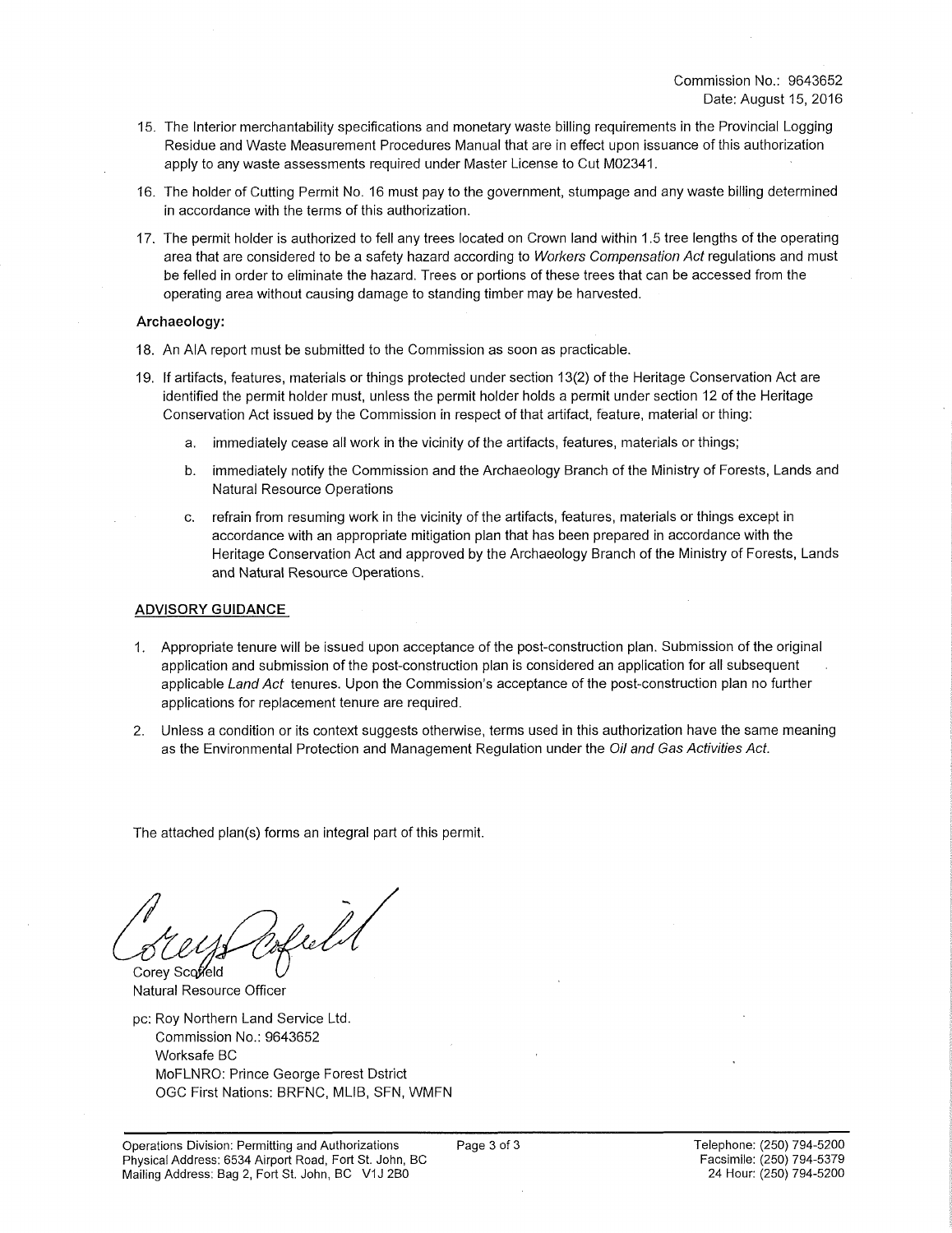Commission No.: 9643652
Date: August 15, 2016

15. The Interior merchantability specifications and monetary waste billing requirements in the Provincial Logging Residue and Waste Measurement Procedures Manual that are in effect upon issuance of this authorization apply to any waste assessments required under Master License to Cut M02341.

16. The holder of Cutting Permit No. 16 must pay to the government, stumpage and any waste billing determined in accordance with the terms of this authorization.

17. The permit holder is authorized to fell any trees located on Crown land within 1.5 tree lengths of the operating area that are considered to be a safety hazard according to *Workers Compensation Act* regulations and must be felled in order to eliminate the hazard. Trees or portions of these trees that can be accessed from the operating area without causing damage to standing timber may be harvested.

**Archaeology:**

18. An AIA report must be submitted to the Commission as soon as practicable.

19. If artifacts, features, materials or things protected under section 13(2) of the Heritage Conservation Act are identified the permit holder must, unless the permit holder holds a permit under section 12 of the Heritage Conservation Act issued by the Commission in respect of that artifact, feature, material or thing:

    a. immediately cease all work in the vicinity of the artifacts, features, materials or things;

    b. immediately notify the Commission and the Archaeology Branch of the Ministry of Forests, Lands and Natural Resource Operations

    c. refrain from resuming work in the vicinity of the artifacts, features, materials or things except in accordance with an appropriate mitigation plan that has been prepared in accordance with the Heritage Conservation Act and approved by the Archaeology Branch of the Ministry of Forests, Lands and Natural Resource Operations.

**ADVISORY GUIDANCE**

1. Appropriate tenure will be issued upon acceptance of the post-construction plan. Submission of the original application and submission of the post-construction plan is considered an application for all subsequent applicable *Land Act* tenures. Upon the Commission's acceptance of the post-construction plan no further applications for replacement tenure are required.

2. Unless a condition or its context suggests otherwise, terms used in this authorization have the same meaning as the Environmental Protection and Management Regulation under the *Oil and Gas Activities Act*.

The attached plan(s) forms an integral part of this permit.

Corey Scofield
Natural Resource Officer

pc: Roy Northern Land Service Ltd.
Commission No.: 9643652
Worksafe BC
MoFLNRO: Prince George Forest Dstrict
OGC First Nations: BRFNC, MLIB, SFN, WMFN

Operations Division: Permitting and Authorizations
Physical Address: 6534 Airport Road, Fort St. John, BC
Mailing Address: Bag 2, Fort St. John, BC V1J 2B0

Telephone: (250) 794-5200
Facsimile: (250) 794-5379
24 Hour: (250) 794-5200